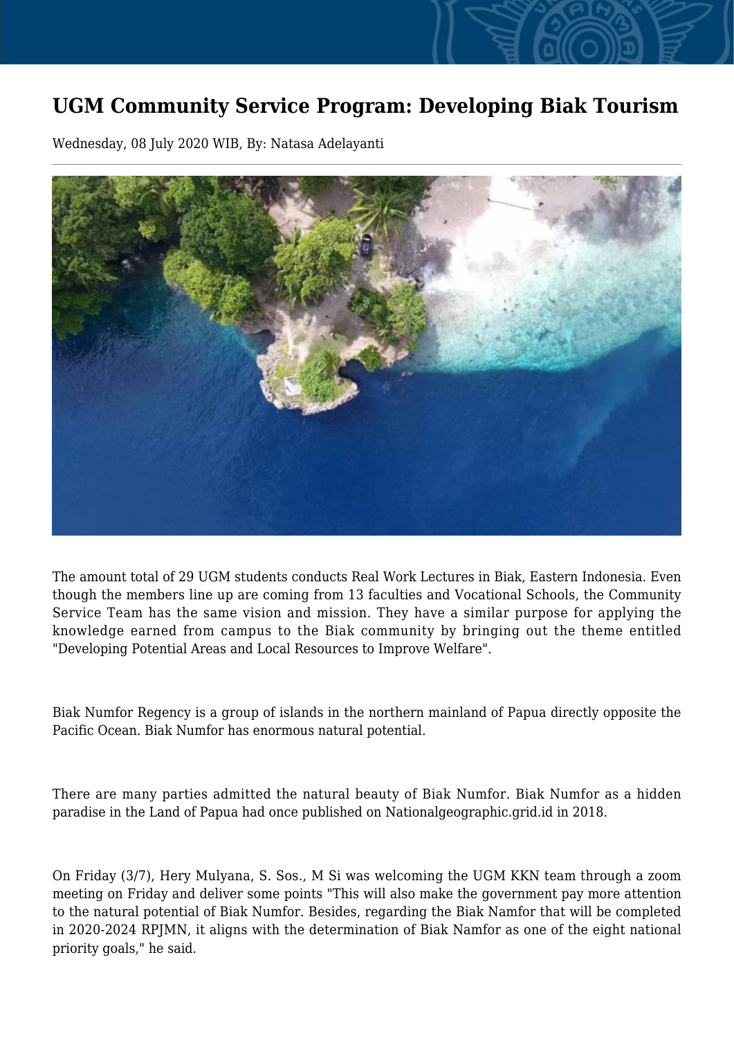# UGM Community Service Program: Developing Biak Tourism

Wednesday, 08 July 2020 WIB, By: Natasa Adelayanti

The amount total of 29 UGM students conducts Real Work Lectures in Biak, Eastern Indonesia. Even though the members line up are coming from 13 faculties and Vocational Schools, the Community Service Team has the same vision and mission. They have a similar purpose for applying the knowledge earned from campus to the Biak community by bringing out the theme entitled "Developing Potential Areas and Local Resources to Improve Welfare".

Biak Numfor Regency is a group of islands in the northern mainland of Papua directly opposite the Pacific Ocean. Biak Numfor has enormous natural potential.

There are many parties admitted the natural beauty of Biak Numfor. Biak Numfor as a hidden paradise in the Land of Papua had once published on Nationalgeographic.grid.id in 2018.

On Friday (3/7), Hery Mulyana, S. Sos., M Si was welcoming the UGM KKN team through a zoom meeting on Friday and deliver some points "This will also make the government pay more attention to the natural potential of Biak Numfor. Besides, regarding the Biak Namfor that will be completed in 2020-2024 RPJMN, it aligns with the determination of Biak Namfor as one of the eight national priority goals," he said.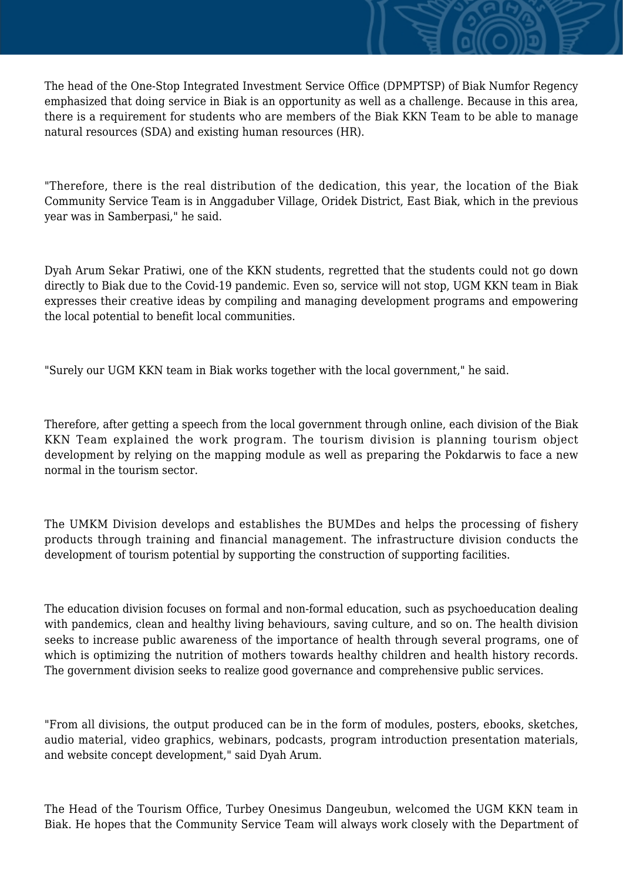The head of the One-Stop Integrated Investment Service Office (DPMPTSP) of Biak Numfor Regency emphasized that doing service in Biak is an opportunity as well as a challenge. Because in this area, there is a requirement for students who are members of the Biak KKN Team to be able to manage natural resources (SDA) and existing human resources (HR).

"Therefore, there is the real distribution of the dedication, this year, the location of the Biak Community Service Team is in Anggaduber Village, Oridek District, East Biak, which in the previous year was in Samberpasi," he said.

Dyah Arum Sekar Pratiwi, one of the KKN students, regretted that the students could not go down directly to Biak due to the Covid-19 pandemic. Even so, service will not stop, UGM KKN team in Biak expresses their creative ideas by compiling and managing development programs and empowering the local potential to benefit local communities.

"Surely our UGM KKN team in Biak works together with the local government," he said.

Therefore, after getting a speech from the local government through online, each division of the Biak KKN Team explained the work program. The tourism division is planning tourism object development by relying on the mapping module as well as preparing the Pokdarwis to face a new normal in the tourism sector.

The UMKM Division develops and establishes the BUMDes and helps the processing of fishery products through training and financial management. The infrastructure division conducts the development of tourism potential by supporting the construction of supporting facilities.

The education division focuses on formal and non-formal education, such as psychoeducation dealing with pandemics, clean and healthy living behaviours, saving culture, and so on. The health division seeks to increase public awareness of the importance of health through several programs, one of which is optimizing the nutrition of mothers towards healthy children and health history records. The government division seeks to realize good governance and comprehensive public services.

"From all divisions, the output produced can be in the form of modules, posters, ebooks, sketches, audio material, video graphics, webinars, podcasts, program introduction presentation materials, and website concept development," said Dyah Arum.

The Head of the Tourism Office, Turbey Onesimus Dangeubun, welcomed the UGM KKN team in Biak. He hopes that the Community Service Team will always work closely with the Department of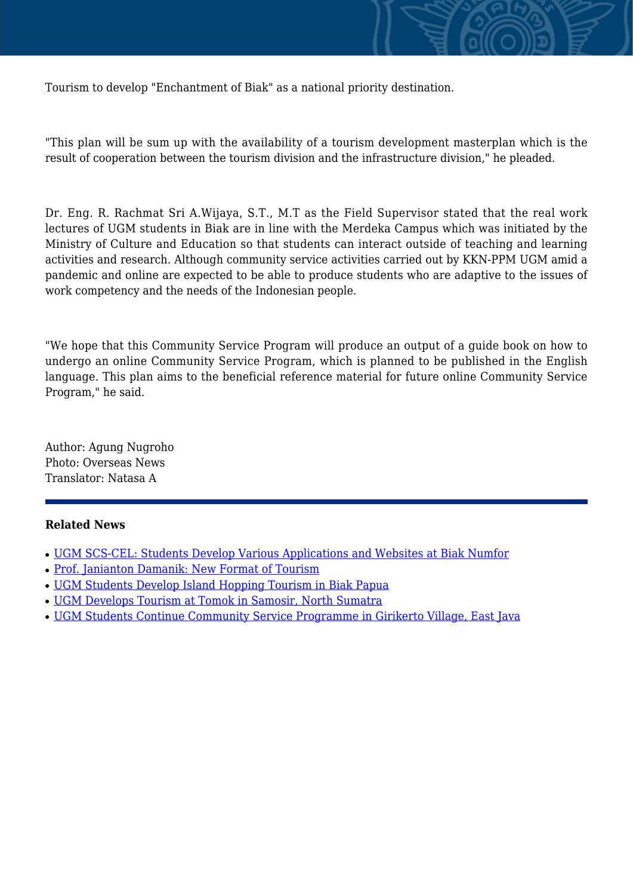Tourism to develop "Enchantment of Biak" as a national priority destination.

"This plan will be sum up with the availability of a tourism development masterplan which is the result of cooperation between the tourism division and the infrastructure division," he pleaded.

Dr. Eng. R. Rachmat Sri A.Wijaya, S.T., M.T as the Field Supervisor stated that the real work lectures of UGM students in Biak are in line with the Merdeka Campus which was initiated by the Ministry of Culture and Education so that students can interact outside of teaching and learning activities and research. Although community service activities carried out by KKN-PPM UGM amid a pandemic and online are expected to be able to produce students who are adaptive to the issues of work competency and the needs of the Indonesian people.

"We hope that this Community Service Program will produce an output of a guide book on how to undergo an online Community Service Program, which is planned to be published in the English language. This plan aims to the beneficial reference material for future online Community Service Program," he said.

Author: Agung Nugroho
Photo: Overseas News
Translator: Natasa A

**Related News**

- UGM SCS-CEL: Students Develop Various Applications and Websites at Biak Numfor
- Prof. Janianton Damanik: New Format of Tourism
- UGM Students Develop Island Hopping Tourism in Biak Papua
- UGM Develops Tourism at Tomok in Samosir, North Sumatra
- UGM Students Continue Community Service Programme in Girikerto Village, East Java